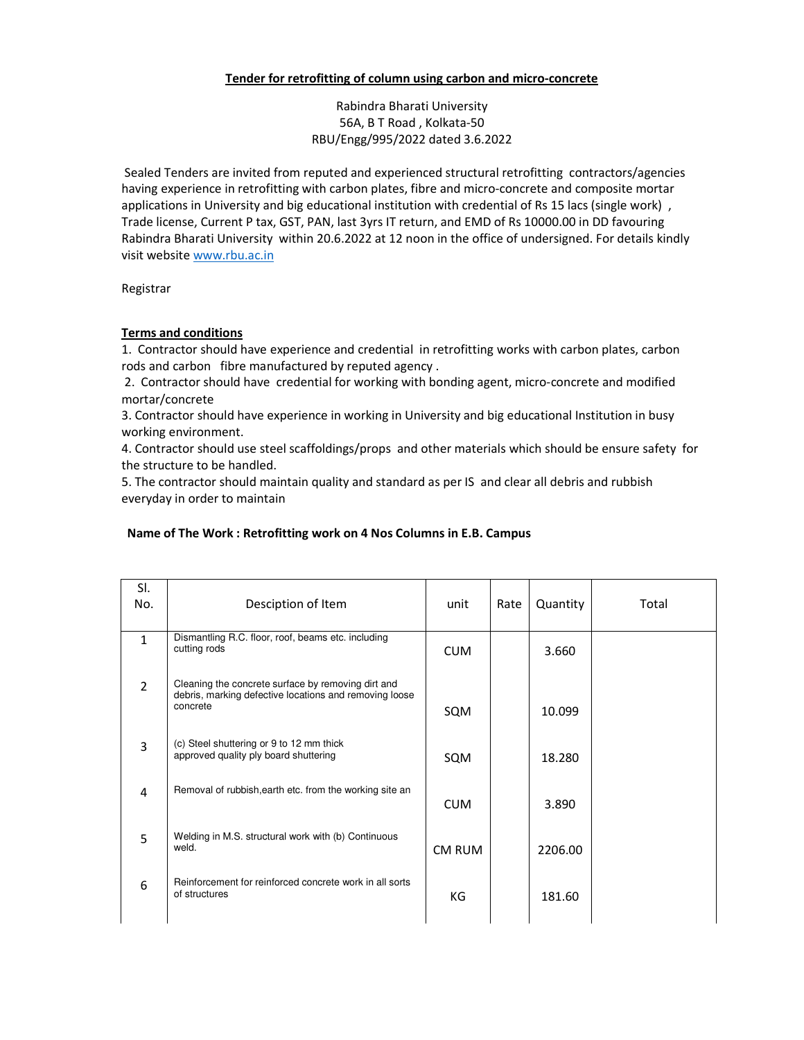# Tender for retrofitting of column using carbon and micro-concrete

Rabindra Bharati University
56A, B T Road , Kolkata-50
RBU/Engg/995/2022 dated 3.6.2022

Sealed Tenders are invited from reputed and experienced structural retrofitting contractors/agencies having experience in retrofitting with carbon plates, fibre and micro-concrete and composite mortar applications in University and big educational institution with credential of Rs 15 lacs (single work) , Trade license, Current P tax, GST, PAN, last 3yrs IT return, and EMD of Rs 10000.00 in DD favouring Rabindra Bharati University within 20.6.2022 at 12 noon in the office of undersigned. For details kindly visit website www.rbu.ac.in

Registrar

## Terms and conditions

1. Contractor should have experience and credential in retrofitting works with carbon plates, carbon rods and carbon fibre manufactured by reputed agency .
2. Contractor should have credential for working with bonding agent, micro-concrete and modified mortar/concrete
3. Contractor should have experience in working in University and big educational Institution in busy working environment.
4. Contractor should use steel scaffoldings/props and other materials which should be ensure safety for the structure to be handled.
5. The contractor should maintain quality and standard as per IS and clear all debris and rubbish everyday in order to maintain

**Name of The Work : Retrofitting work on 4 Nos Columns in E.B. Campus**

| Sl. No. | Desciption of Item | unit | Rate | Quantity | Total |
|---|---|---|---|---|---|
| 1 | Dismantling R.C. floor, roof, beams etc. including cutting rods | CUM | | 3.660 | |
| 2 | Cleaning the concrete surface by removing dirt and debris, marking defective locations and removing loose concrete | SQM | | 10.099 | |
| 3 | (c) Steel shuttering or 9 to 12 mm thick approved quality ply board shuttering | SQM | | 18.280 | |
| 4 | Removal of rubbish,earth etc. from the working site an | CUM | | 3.890 | |
| 5 | Welding in M.S. structural work with (b) Continuous weld. | CM RUM | | 2206.00 | |
| 6 | Reinforcement for reinforced concrete work in all sorts of structures | KG | | 181.60 | |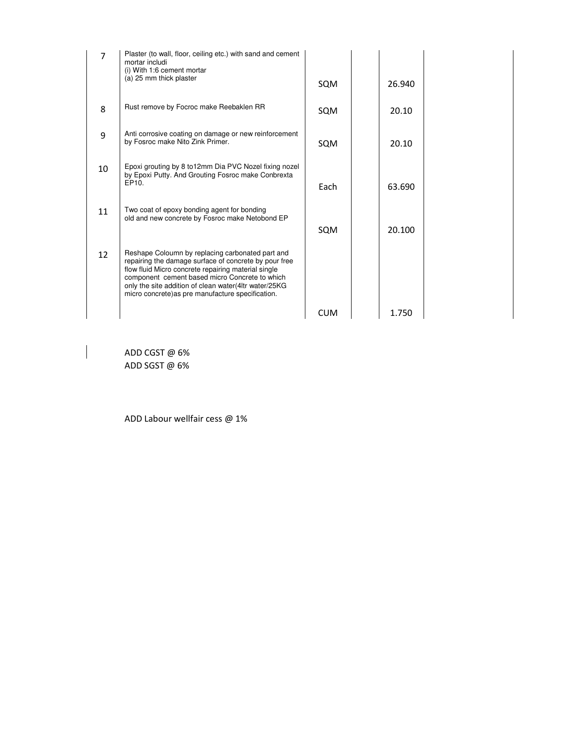| | | | | | | |
|---|---|---|---|---|---|---|
| 7 | Plaster (to wall, floor, ceiling etc.) with sand and cement mortar includi<br>(i) With 1:6 cement mortar<br>(a) 25 mm thick plaster | SQM | | 26.940 | | |
| 8 | Rust remove by Focroc make Reebaklen RR | SQM | | 20.10 | | |
| 9 | Anti corrosive coating on damage or new reinforcement by Fosroc make Nito Zink Primer. | SQM | | 20.10 | | |
| 10 | Epoxi grouting by 8 to12mm Dia PVC Nozel fixing nozel by Epoxi Putty. And Grouting Fosroc make Conbrexta EP10. | Each | | 63.690 | | |
| 11 | Two coat of epoxy bonding agent for bonding old and new concrete by Fosroc make Netobond EP | SQM | | 20.100 | | |
| 12 | Reshape Coloumn by replacing carbonated part and repairing the damage surface of concrete by pour free flow fluid Micro concrete repairing material single component cement based micro Concrete to which only the site addition of clean water(4ltr water/25KG micro concrete)as pre manufacture specification. | CUM | | 1.750 | | |

ADD CGST @ 6%

ADD SGST @ 6%

ADD Labour wellfair cess @ 1%